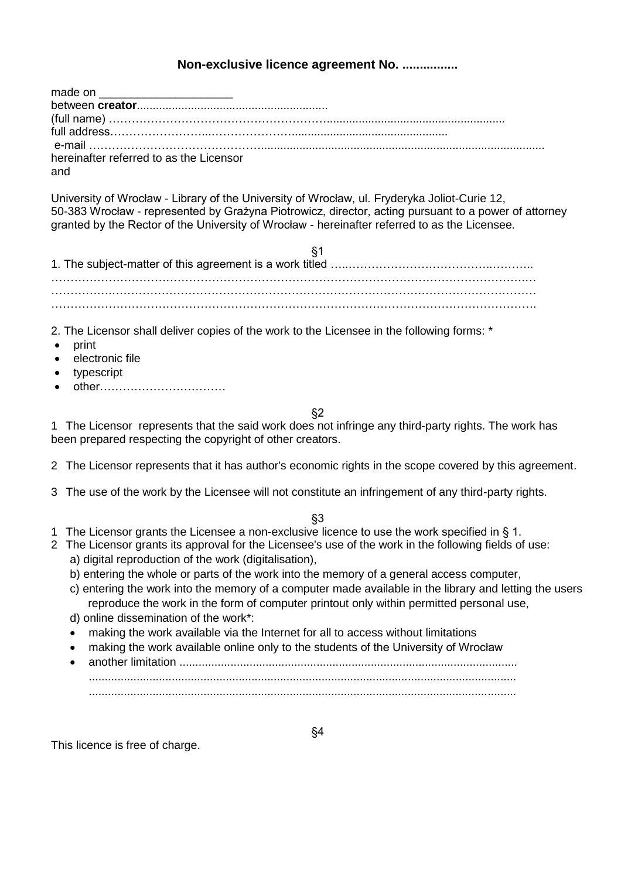## Non-exclusive licence agreement No. ................

made on ____________________
between **creator**...........................................................
(full name) ……………………………………………….......................................................
full address……………………...………………….................................................
e-mail ……………………………………….........................................................................................
hereinafter referred to as the Licensor
and

University of Wrocław - Library of the University of Wrocław, ul. Fryderyka Joliot-Curie 12, 50-383 Wrocław - represented by Grażyna Piotrowicz, director, acting pursuant to a power of attorney granted by the Rector of the University of Wrocław - hereinafter referred to as the Licensee.

§1

1. The subject-matter of this agreement is a work titled …..……………………………..………..
……………………………………………………………………………………………………………
……………………………………………………………………………………………………………
……………………………………………………………………………………………………………

2. The Licensor shall deliver copies of the work to the Licensee in the following forms: *

- print
- electronic file
- typescript
- other……………………………

§2

1 The Licensor represents that the said work does not infringe any third-party rights. The work has been prepared respecting the copyright of other creators.

2 The Licensor represents that it has author's economic rights in the scope covered by this agreement.

3 The use of the work by the Licensee will not constitute an infringement of any third-party rights.

§3

1 The Licensor grants the Licensee a non-exclusive licence to use the work specified in § 1.
2 The Licensor grants its approval for the Licensee's use of the work in the following fields of use:
   a) digital reproduction of the work (digitalisation),
   b) entering the whole or parts of the work into the memory of a general access computer,
   c) entering the work into the memory of a computer made available in the library and letting the users reproduce the work in the form of computer printout only within permitted personal use,
   d) online dissemination of the work*:
   - making the work available via the Internet for all to access without limitations
   - making the work available online only to the students of the University of Wrocław
   - another limitation ..........................................................................................................
     ......................................................................................................................................
     ......................................................................................................................................

§4

This licence is free of charge.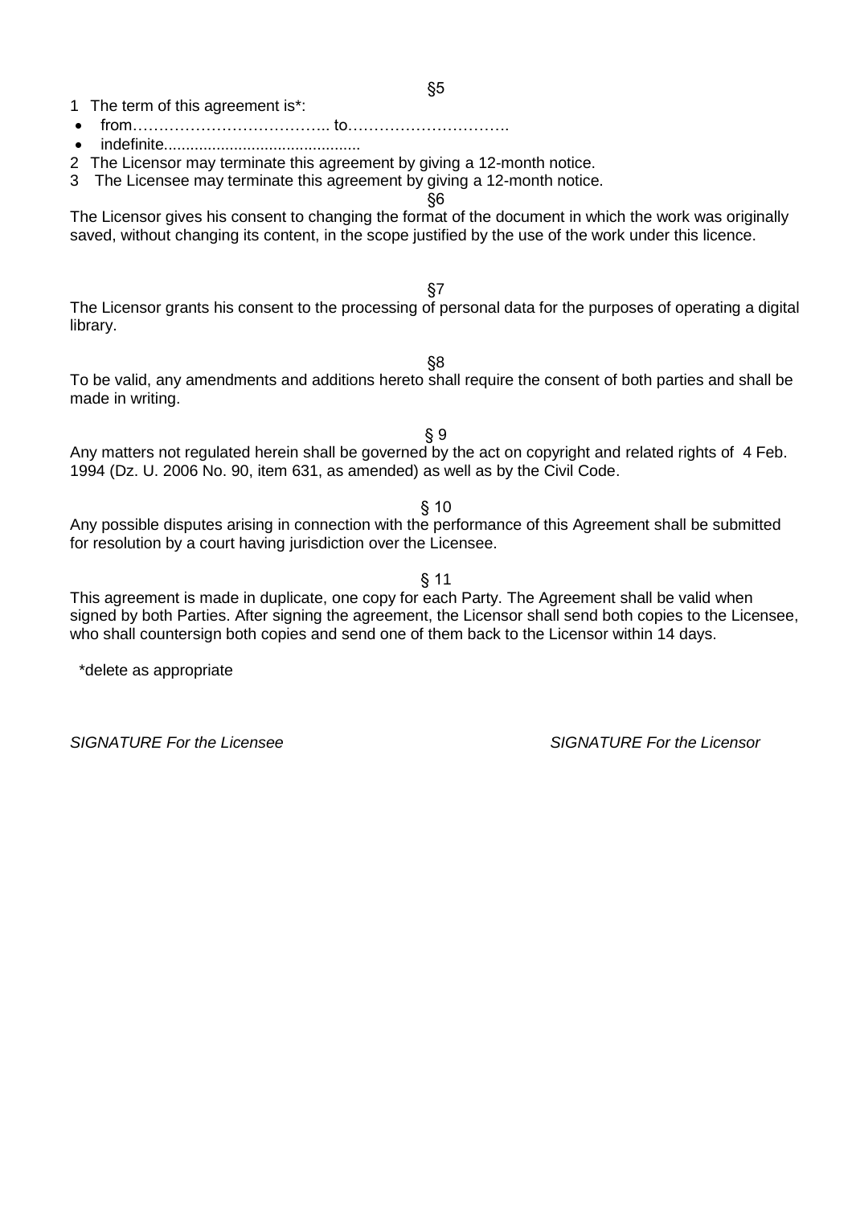§5

1 The term of this agreement is*:

- from……………………………….. to………………………….
- indefinite............................................

2 The Licensor may terminate this agreement by giving a 12-month notice.

3 The Licensee may terminate this agreement by giving a 12-month notice.

§6

The Licensor gives his consent to changing the format of the document in which the work was originally saved, without changing its content, in the scope justified by the use of the work under this licence.

§7

The Licensor grants his consent to the processing of personal data for the purposes of operating a digital library.

§8

To be valid, any amendments and additions hereto shall require the consent of both parties and shall be made in writing.

§ 9

Any matters not regulated herein shall be governed by the act on copyright and related rights of 4 Feb. 1994 (Dz. U. 2006 No. 90, item 631, as amended) as well as by the Civil Code.

§ 10

Any possible disputes arising in connection with the performance of this Agreement shall be submitted for resolution by a court having jurisdiction over the Licensee.

§ 11

This agreement is made in duplicate, one copy for each Party. The Agreement shall be valid when signed by both Parties. After signing the agreement, the Licensor shall send both copies to the Licensee, who shall countersign both copies and send one of them back to the Licensor within 14 days.

*delete as appropriate

*SIGNATURE For the Licensee*

*SIGNATURE For the Licensor*